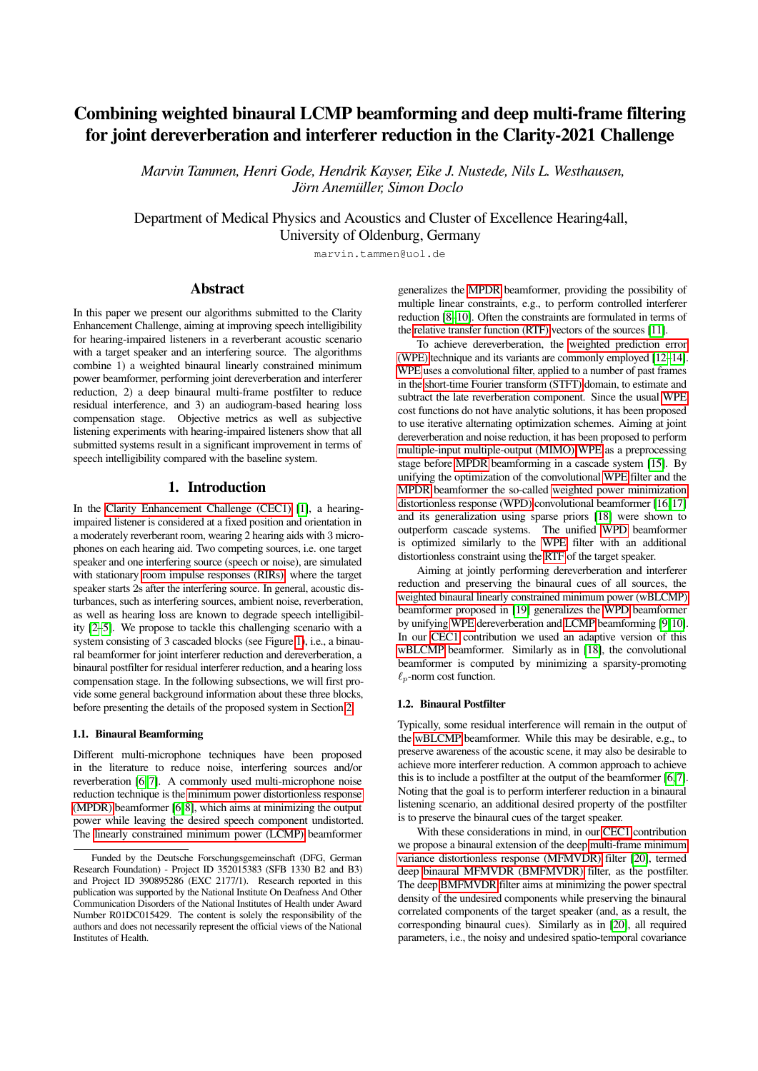# Combining weighted binaural LCMP beamforming and deep multi-frame filtering for joint dereverberation and interferer reduction in the Clarity-2021 Challenge

*Marvin Tammen, Henri Gode, Hendrik Kayser, Eike J. Nustede, Nils L. Westhausen, Jörn Anemüller, Simon Doclo*

Department of Medical Physics and Acoustics and Cluster of Excellence Hearing4all, University of Oldenburg, Germany

marvin.tammen@uol.de

## Abstract

In this paper we present our algorithms submitted to the Clarity Enhancement Challenge, aiming at improving speech intelligibility for hearing-impaired listeners in a reverberant acoustic scenario with a target speaker and an interfering source. The algorithms combine 1) a weighted binaural linearly constrained minimum power beamformer, performing joint dereverberation and interferer reduction, 2) a deep binaural multi-frame postfilter to reduce residual interference, and 3) an audiogram-based hearing loss compensation stage. Objective metrics as well as subjective listening experiments with hearing-impaired listeners show that all submitted systems result in a significant improvement in terms of speech intelligibility compared with the baseline system.

## 1. Introduction

In the Clarity Enhancement Challenge (CEC1) [1], a hearing-impaired listener is considered at a fixed position and orientation in a moderately reverberant room, wearing 2 hearing aids with 3 microphones on each hearing aid. Two competing sources, i.e. one target speaker and one interfering source (speech or noise), are simulated with stationary room impulse responses (RIRs), where the target speaker starts 2s after the interfering source. In general, acoustic disturbances, such as interfering sources, ambient noise, reverberation, as well as hearing loss are known to degrade speech intelligibility [2–5]. We propose to tackle this challenging scenario with a system consisting of 3 cascaded blocks (see Figure 1), i.e., a binaural beamformer for joint interferer reduction and dereverberation, a binaural postfilter for residual interferer reduction, and a hearing loss compensation stage. In the following subsections, we will first provide some general background information about these three blocks, before presenting the details of the proposed system in Section 2.

### 1.1. Binaural Beamforming

Different multi-microphone techniques have been proposed in the literature to reduce noise, interfering sources and/or reverberation [6, 7]. A commonly used multi-microphone noise reduction technique is the minimum power distortionless response (MPDR) beamformer [6, 8], which aims at minimizing the output power while leaving the desired speech component undistorted. The linearly constrained minimum power (LCMP) beamformer generalizes the MPDR beamformer, providing the possibility of multiple linear constraints, e.g., to perform controlled interferer reduction [8–10]. Often the constraints are formulated in terms of the relative transfer function (RTF) vectors of the sources [11].

To achieve dereverberation, the weighted prediction error (WPE) technique and its variants are commonly employed [12–14]. WPE uses a convolutional filter, applied to a number of past frames in the short-time Fourier transform (STFT) domain, to estimate and subtract the late reverberation component. Since the usual WPE cost functions do not have analytic solutions, it has been proposed to use iterative alternating optimization schemes. Aiming at joint dereverberation and noise reduction, it has been proposed to perform multiple-input multiple-output (MIMO) WPE as a preprocessing stage before MPDR beamforming in a cascade system [15]. By unifying the optimization of the convolutional WPE filter and the MPDR beamformer the so-called weighted power minimization distortionless response (WPD) convolutional beamformer [16, 17] and its generalization using sparse priors [18] were shown to outperform cascade systems. The unified WPD beamformer is optimized similarly to the WPE filter with an additional distortionless constraint using the RTF of the target speaker.

Aiming at jointly performing dereverberation and interferer reduction and preserving the binaural cues of all sources, the weighted binaural linearly constrained minimum power (wBLCMP) beamformer proposed in [19] generalizes the WPD beamformer by unifying WPE dereverberation and LCMP beamforming [9, 10]. In our CEC1 contribution we used an adaptive version of this wBLCMP beamformer. Similarly as in [18], the convolutional beamformer is computed by minimizing a sparsity-promoting $\ell_p$-norm cost function.

### 1.2. Binaural Postfilter

Typically, some residual interference will remain in the output of the wBLCMP beamformer. While this may be desirable, e.g., to preserve awareness of the acoustic scene, it may also be desirable to achieve more interferer reduction. A common approach to achieve this is to include a postfilter at the output of the beamformer [6, 7]. Noting that the goal is to perform interferer reduction in a binaural listening scenario, an additional desired property of the postfilter is to preserve the binaural cues of the target speaker.

With these considerations in mind, in our CEC1 contribution we propose a binaural extension of the deep multi-frame minimum variance distortionless response (MFMVDR) filter [20], termed deep binaural MFMVDR (BMFMVDR) filter, as the postfilter. The deep BMFMVDR filter aims at minimizing the power spectral density of the undesired components while preserving the binaural correlated components of the target speaker (and, as a result, the corresponding binaural cues). Similarly as in [20], all required parameters, i.e., the noisy and undesired spatio-temporal covariance

Funded by the Deutsche Forschungsgemeinschaft (DFG, German Research Foundation) - Project ID 352015383 (SFB 1330 B2 and B3) and Project ID 390895286 (EXC 2177/1). Research reported in this publication was supported by the National Institute On Deafness And Other Communication Disorders of the National Institutes of Health under Award Number R01DC015429. The content is solely the responsibility of the authors and does not necessarily represent the official views of the National Institutes of Health.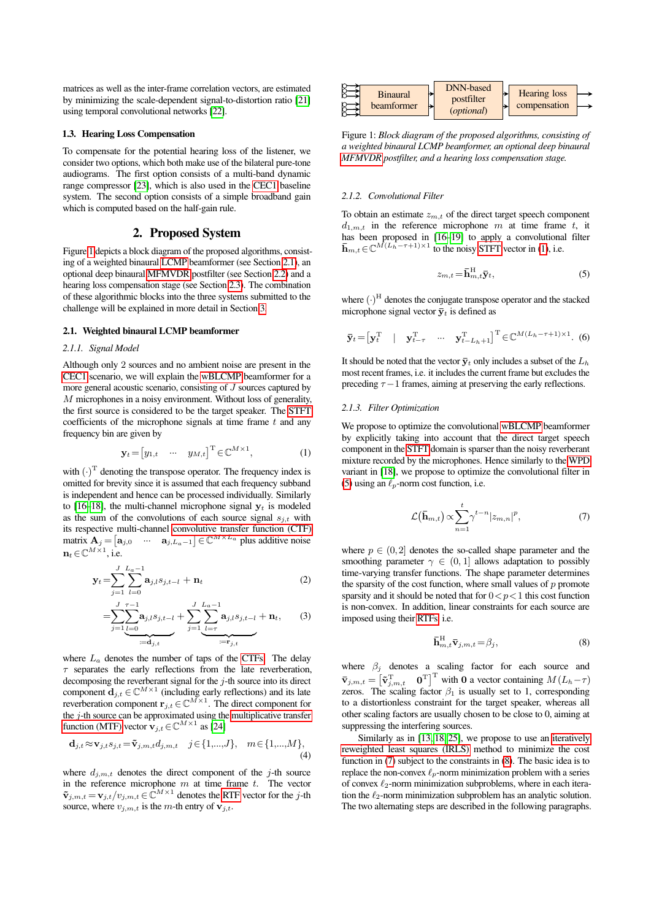matrices as well as the inter-frame correlation vectors, are estimated by minimizing the scale-dependent signal-to-distortion ratio [21] using temporal convolutional networks [22].

### 1.3. Hearing Loss Compensation

To compensate for the potential hearing loss of the listener, we consider two options, which both make use of the bilateral pure-tone audiograms. The first option consists of a multi-band dynamic range compressor [23], which is also used in the CEC1 baseline system. The second option consists of a simple broadband gain which is computed based on the half-gain rule.

## 2. Proposed System

Figure 1 depicts a block diagram of the proposed algorithms, consisting of a weighted binaural LCMP beamformer (see Section 2.1), an optional deep binaural MFMVDR postfilter (see Section 2.2) and a hearing loss compensation stage (see Section 2.3). The combination of these algorithmic blocks into the three systems submitted to the challenge will be explained in more detail in Section 3.

### 2.1. Weighted binaural LCMP beamformer

#### 2.1.1. Signal Model

Although only 2 sources and no ambient noise are present in the CEC1 scenario, we will explain the wBLCMP beamformer for a more general acoustic scenario, consisting of $J$ sources captured by $M$ microphones in a noisy environment. Without loss of generality, the first source is considered to be the target speaker. The STFT coefficients of the microphone signals at time frame $t$ and any frequency bin are given by

$$\mathbf{y}_t = \begin{bmatrix} y_{1,t} & \cdots & y_{M,t} \end{bmatrix}^{\mathrm{T}} \in \mathbb{C}^{M \times 1}, \tag{1}$$

with $(\cdot)^{\mathrm{T}}$ denoting the transpose operator. The frequency index is omitted for brevity since it is assumed that each frequency subband is independent and hence can be processed individually. Similarly to [16–18], the multi-channel microphone signal $\mathbf{y}_t$ is modeled as the sum of the convolutions of each source signal $s_{j,t}$ with its respective multi-channel convolutive transfer function (CTF) matrix $\mathbf{A}_j = \begin{bmatrix} \mathbf{a}_{j,0} & \cdots & \mathbf{a}_{j,L_a-1} \end{bmatrix} \in \mathbb{C}^{M \times L_a}$ plus additive noise $\mathbf{n}_t \in \mathbb{C}^{M \times 1}$, i.e.

$$\mathbf{y}_t = \sum_{j=1}^{J} \sum_{l=0}^{L_a-1} \mathbf{a}_{j,l} s_{j,t-l} + \mathbf{n}_t \tag{2}$$

$$= \sum_{j=1}^{J} \underbrace{\sum_{l=0}^{\tau-1} \mathbf{a}_{j,l} s_{j,t-l}}_{:=\mathbf{d}_{j,t}} + \sum_{j=1}^{J} \underbrace{\sum_{l=\tau}^{L_a-1} \mathbf{a}_{j,l} s_{j,t-l}}_{:=\mathbf{r}_{j,t}} + \mathbf{n}_t, \tag{3}$$

where $L_a$ denotes the number of taps of the CTFs. The delay $\tau$ separates the early reflections from the late reverberation, decomposing the reverberant signal for the $j$-th source into its direct component $\mathbf{d}_{j,t} \in \mathbb{C}^{M \times 1}$ (including early reflections) and its late reverberation component $\mathbf{r}_{j,t} \in \mathbb{C}^{M \times 1}$. The direct component for the $j$-th source can be approximated using the multiplicative transfer function (MTF) vector $\mathbf{v}_{j,t} \in \mathbb{C}^{M \times 1}$ as [24]

$$\mathbf{d}_{j,t} \approx \mathbf{v}_{j,t} s_{j,t} = \tilde{\mathbf{v}}_{j,m,t} d_{j,m,t} \quad j \in \{1,\ldots,J\}, \quad m \in \{1,\ldots,M\}, \tag{4}$$

where $d_{j,m,t}$ denotes the direct component of the $j$-th source in the reference microphone $m$ at time frame $t$. The vector $\tilde{\mathbf{v}}_{j,m,t} = \mathbf{v}_{j,t}/v_{j,m,t} \in \mathbb{C}^{M \times 1}$ denotes the RTF vector for the $j$-th source, where $v_{j,m,t}$ is the $m$-th entry of $\mathbf{v}_{j,t}$.

Binaural beamformer → DNN-based postfilter (optional) → Hearing loss compensation

Figure 1: *Block diagram of the proposed algorithms, consisting of a weighted binaural LCMP beamformer, an optional deep binaural MFMVDR postfilter, and a hearing loss compensation stage.*

#### 2.1.2. Convolutional Filter

To obtain an estimate $z_{m,t}$ of the direct target speech component $d_{1,m,t}$ in the reference microphone $m$ at time frame $t$, it has been proposed in [16–19] to apply a convolutional filter $\bar{\mathbf{h}}_{m,t} \in \mathbb{C}^{M(L_h-\tau+1) \times 1}$ to the noisy STFT vector in (1), i.e.

$$z_{m,t} = \bar{\mathbf{h}}_{m,t}^{\mathrm{H}} \bar{\mathbf{y}}_t, \tag{5}$$

where $(\cdot)^{\mathrm{H}}$ denotes the conjugate transpose operator and the stacked microphone signal vector $\bar{\mathbf{y}}_t$ is defined as

$$\bar{\mathbf{y}}_t = \begin{bmatrix} \mathbf{y}_t^{\mathrm{T}} & | & \mathbf{y}_{t-\tau}^{\mathrm{T}} & \cdots & \mathbf{y}_{t-L_h+1}^{\mathrm{T}} \end{bmatrix}^{\mathrm{T}} \in \mathbb{C}^{M(L_h-\tau+1) \times 1}. \tag{6}$$

It should be noted that the vector $\bar{\mathbf{y}}_t$ only includes a subset of the $L_h$ most recent frames, i.e. it includes the current frame but excludes the preceding $\tau - 1$ frames, aiming at preserving the early reflections.

#### 2.1.3. Filter Optimization

We propose to optimize the convolutional wBLCMP beamformer by explicitly taking into account that the direct target speech component in the STFT domain is sparser than the noisy reverberant mixture recorded by the microphones. Hence similarly to the WPD variant in [18], we propose to optimize the convolutional filter in (5) using an $\ell_p$-norm cost function, i.e.

$$\mathcal{L}(\bar{\mathbf{h}}_{m,t}) \propto \sum_{n=1}^{t} \gamma^{t-n} |z_{m,n}|^p, \tag{7}$$

where $p \in (0, 2]$ denotes the so-called shape parameter and the smoothing parameter $\gamma \in (0, 1]$ allows adaptation to possibly time-varying transfer functions. The shape parameter determines the sparsity of the cost function, where small values of $p$ promote sparsity and it should be noted that for $0 < p < 1$ this cost function is non-convex. In addition, linear constraints for each source are imposed using their RTFs, i.e.

$$\bar{\mathbf{h}}_{m,t}^{\mathrm{H}} \bar{\mathbf{v}}_{j,m,t} = \beta_j, \tag{8}$$

where $\beta_j$ denotes a scaling factor for each source and $\bar{\mathbf{v}}_{j,m,t} = \begin{bmatrix} \tilde{\mathbf{v}}_{j,m,t}^{\mathrm{T}} & \mathbf{0}^{\mathrm{T}} \end{bmatrix}^{\mathrm{T}}$ with $\mathbf{0}$ a vector containing $M(L_h - \tau)$ zeros. The scaling factor $\beta_1$ is usually set to 1, corresponding to a distortionless constraint for the target speaker, whereas all other scaling factors are usually chosen to be close to 0, aiming at suppressing the interfering sources.

Similarly as in [13, 18, 25], we propose to use an iteratively reweighted least squares (IRLS) method to minimize the cost function in (7) subject to the constraints in (8). The basic idea is to replace the non-convex $\ell_p$-norm minimization problem with a series of convex $\ell_2$-norm minimization subproblems, where in each iteration the $\ell_2$-norm minimization subproblem has an analytic solution. The two alternating steps are described in the following paragraphs.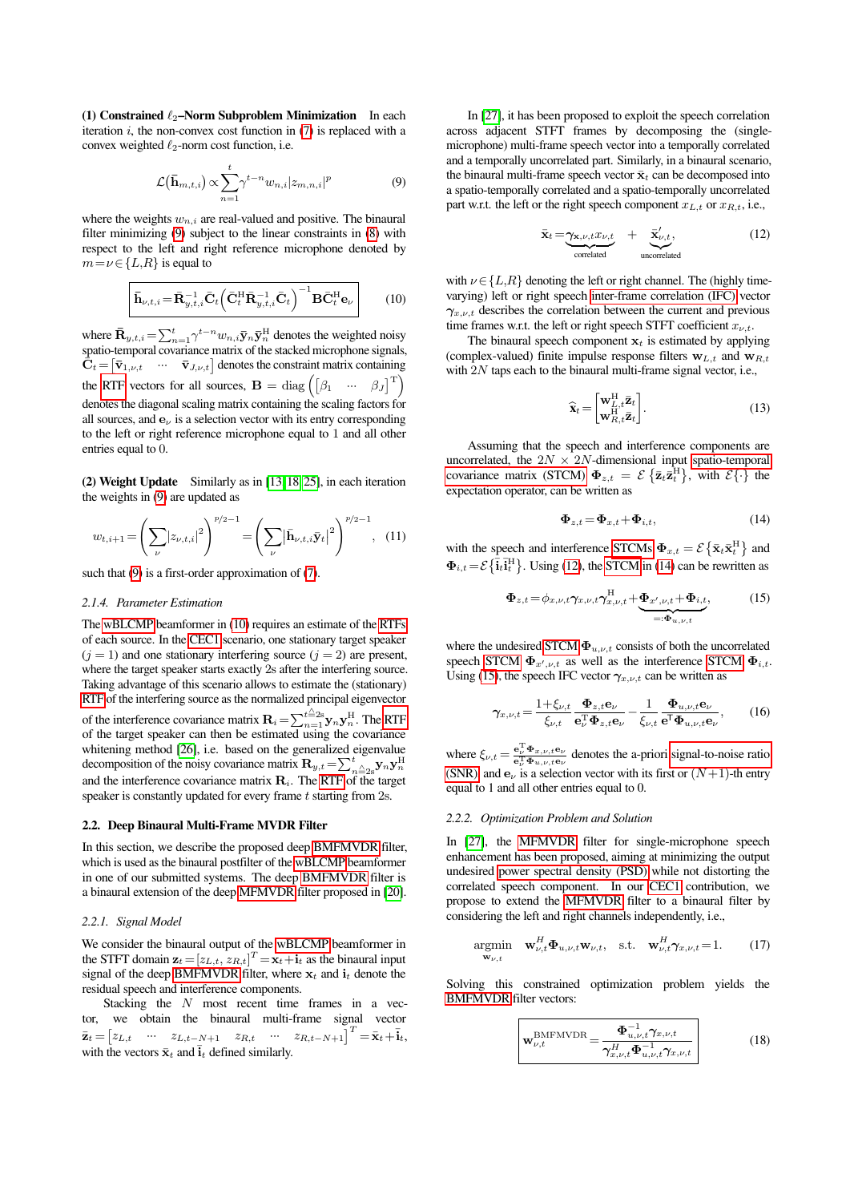**(1) Constrained $\ell_2$–Norm Subproblem Minimization** In each iteration $i$, the non-convex cost function in (7) is replaced with a convex weighted $\ell_2$-norm cost function, i.e.

$$\mathcal{L}(\bar{\mathbf{h}}_{m,t,i}) \propto \sum_{n=1}^{t} \gamma^{t-n} w_{n,i} |z_{m,n,i}|^{p} \tag{9}$$

where the weights $w_{n,i}$ are real-valued and positive. The binaural filter minimizing (9) subject to the linear constraints in (8) with respect to the left and right reference microphone denoted by $m = \nu \in \{L, R\}$ is equal to

$$\bar{\mathbf{h}}_{\nu,t,i} = \bar{\mathbf{R}}_{y,t,i}^{-1} \bar{\mathbf{C}}_t \left( \bar{\mathbf{C}}_t^{\mathrm{H}} \bar{\mathbf{R}}_{y,t,i}^{-1} \bar{\mathbf{C}}_t \right)^{-1} \mathbf{B} \bar{\mathbf{C}}_t^{\mathrm{H}} \mathbf{e}_\nu \tag{10}$$

where $\bar{\mathbf{R}}_{y,t,i} = \sum_{n=1}^{t} \gamma^{t-n} w_{n,i} \bar{\mathbf{y}}_n \bar{\mathbf{y}}_n^{\mathrm{H}}$ denotes the weighted noisy spatio-temporal covariance matrix of the stacked microphone signals, $\bar{\mathbf{C}}_t = [\bar{\mathbf{v}}_{1,\nu,t} \; \cdots \; \bar{\mathbf{v}}_{J,\nu,t}]$ denotes the constraint matrix containing the RTF vectors for all sources, $\mathbf{B} = \mathrm{diag}\left( [\beta_1 \; \cdots \; \beta_J]^{\mathrm{T}} \right)$ denotes the diagonal scaling matrix containing the scaling factors for all sources, and $\mathbf{e}_\nu$ is a selection vector with its entry corresponding to the left or right reference microphone equal to 1 and all other entries equal to 0.

**(2) Weight Update** Similarly as in [13, 18, 25], in each iteration the weights in (9) are updated as

$$w_{t,i+1} = \left( \sum_{\nu} |z_{\nu,t,i}|^2 \right)^{p/2-1} = \left( \sum_{\nu} |\bar{\mathbf{h}}_{\nu,t,i} \bar{\mathbf{y}}_t|^2 \right)^{p/2-1}, \tag{11}$$

such that (9) is a first-order approximation of (7).

### 2.1.4. Parameter Estimation

The wBLCMP beamformer in (10) requires an estimate of the RTFs of each source. In the CEC1 scenario, one stationary target speaker ($j = 1$) and one stationary interfering source ($j = 2$) are present, where the target speaker starts exactly 2s after the interfering source. Taking advantage of this scenario allows to estimate the (stationary) RTF of the interfering source as the normalized principal eigenvector of the interference covariance matrix $\mathbf{R}_i = \sum_{n=1}^{t \triangleq 2s} \mathbf{y}_n \mathbf{y}_n^{\mathrm{H}}$. The RTF of the target speaker can then be estimated using the covariance whitening method [26], i.e. based on the generalized eigenvalue decomposition of the noisy covariance matrix $\mathbf{R}_{y,t} = \sum_{n \triangleq 2s}^{t} \mathbf{y}_n \mathbf{y}_n^{\mathrm{H}}$ and the interference covariance matrix $\mathbf{R}_i$. The RTF of the target speaker is constantly updated for every frame $t$ starting from 2s.

## 2.2. Deep Binaural Multi-Frame MVDR Filter

In this section, we describe the proposed deep BMFMVDR filter, which is used as the binaural postfilter of the wBLCMP beamformer in one of our submitted systems. The deep BMFMVDR filter is a binaural extension of the deep MFMVDR filter proposed in [20].

### 2.2.1. Signal Model

We consider the binaural output of the wBLCMP beamformer in the STFT domain $\mathbf{z}_t = [z_{L,t}, z_{R,t}]^T = \mathbf{x}_t + \mathbf{i}_t$ as the binaural input signal of the deep BMFMVDR filter, where $\mathbf{x}_t$ and $\mathbf{i}_t$ denote the residual speech and interference components.

Stacking the $N$ most recent time frames in a vector, we obtain the binaural multi-frame signal vector $\bar{\mathbf{z}}_t = [z_{L,t} \; \cdots \; z_{L,t-N+1} \; z_{R,t} \; \cdots \; z_{R,t-N+1}]^T = \bar{\mathbf{x}}_t + \bar{\mathbf{i}}_t$, with the vectors $\bar{\mathbf{x}}_t$ and $\bar{\mathbf{i}}_t$ defined similarly.

In [27], it has been proposed to exploit the speech correlation across adjacent STFT frames by decomposing the (single-microphone) multi-frame speech vector into a temporally correlated and a temporally uncorrelated part. Similarly, in a binaural scenario, the binaural multi-frame speech vector $\bar{\mathbf{x}}_t$ can be decomposed into a spatio-temporally correlated and a spatio-temporally uncorrelated part w.r.t. the left or the right speech component $x_{L,t}$ or $x_{R,t}$, i.e.,

$$\bar{\mathbf{x}}_t = \underbrace{\gamma_{\mathbf{x},\nu,t} x_{\nu,t}}_{\text{correlated}} + \underbrace{\bar{\mathbf{x}}'_{\nu,t}}_{\text{uncorrelated}}, \tag{12}$$

with $\nu \in \{L, R\}$ denoting the left or right channel. The (highly time-varying) left or right speech inter-frame correlation (IFC) vector $\gamma_{x,\nu,t}$ describes the correlation between the current and previous time frames w.r.t. the left or right speech STFT coefficient $x_{\nu,t}$.

The binaural speech component $\mathbf{x}_t$ is estimated by applying (complex-valued) finite impulse response filters $\mathbf{w}_{L,t}$ and $\mathbf{w}_{R,t}$ with $2N$ taps each to the binaural multi-frame signal vector, i.e.,

$$\widehat{\mathbf{x}}_t = \begin{bmatrix} \mathbf{w}_{L,t}^{\mathrm{H}} \bar{\mathbf{z}}_t \\ \mathbf{w}_{R,t}^{\mathrm{H}} \bar{\mathbf{z}}_t \end{bmatrix}. \tag{13}$$

Assuming that the speech and interference components are uncorrelated, the $2N \times 2N$-dimensional input spatio-temporal covariance matrix (STCM) $\mathbf{\Phi}_{z,t} = \mathcal{E}\{\bar{\mathbf{z}}_t \bar{\mathbf{z}}_t^{\mathrm{H}}\}$, with $\mathcal{E}\{\cdot\}$ the expectation operator, can be written as

$$\mathbf{\Phi}_{z,t} = \mathbf{\Phi}_{x,t} + \mathbf{\Phi}_{i,t}, \tag{14}$$

with the speech and interference STCMs $\mathbf{\Phi}_{x,t} = \mathcal{E}\{\bar{\mathbf{x}}_t \bar{\mathbf{x}}_t^{\mathrm{H}}\}$ and $\mathbf{\Phi}_{i,t} = \mathcal{E}\{\bar{\mathbf{i}}_t \bar{\mathbf{i}}_t^{\mathrm{H}}\}$. Using (12), the STCM in (14) can be rewritten as

$$\mathbf{\Phi}_{z,t} = \phi_{x,\nu,t} \gamma_{x,\nu,t} \gamma_{x,\nu,t}^{\mathrm{H}} + \underbrace{\mathbf{\Phi}_{x',\nu,t} + \mathbf{\Phi}_{i,t}}_{=: \mathbf{\Phi}_{u,\nu,t}}, \tag{15}$$

where the undesired STCM $\mathbf{\Phi}_{u,\nu,t}$ consists of both the uncorrelated speech STCM $\mathbf{\Phi}_{x',\nu,t}$ as well as the interference STCM $\mathbf{\Phi}_{i,t}$. Using (15), the speech IFC vector $\gamma_{x,\nu,t}$ can be written as

$$\gamma_{x,\nu,t} = \frac{1 + \xi_{\nu,t}}{\xi_{\nu,t}} \frac{\mathbf{\Phi}_{z,t} \mathbf{e}_\nu}{\mathbf{e}_\nu^{\mathrm{T}} \mathbf{\Phi}_{z,t} \mathbf{e}_\nu} - \frac{1}{\xi_{\nu,t}} \frac{\mathbf{\Phi}_{u,\nu,t} \mathbf{e}_\nu}{\mathbf{e}^{\mathrm{T}} \mathbf{\Phi}_{u,\nu,t} \mathbf{e}_\nu}, \tag{16}$$

where $\xi_{\nu,t} = \frac{\mathbf{e}_\nu^{\mathrm{T}} \mathbf{\Phi}_{x,\nu,t} \mathbf{e}_\nu}{\mathbf{e}_\nu^{\mathrm{T}} \mathbf{\Phi}_{u,\nu,t} \mathbf{e}_\nu}$ denotes the a-priori signal-to-noise ratio (SNR) and $\mathbf{e}_\nu$ is a selection vector with its first or $(N+1)$-th entry equal to 1 and all other entries equal to 0.

### 2.2.2. Optimization Problem and Solution

In [27], the MFMVDR filter for single-microphone speech enhancement has been proposed, aiming at minimizing the output undesired power spectral density (PSD) while not distorting the correlated speech component. In our CEC1 contribution, we propose to extend the MFMVDR filter to a binaural filter by considering the left and right channels independently, i.e.,

$$\underset{\mathbf{w}_{\nu,t}}{\operatorname{argmin}} \quad \mathbf{w}_{\nu,t}^{H} \mathbf{\Phi}_{u,\nu,t} \mathbf{w}_{\nu,t}, \quad \text{s.t.} \quad \mathbf{w}_{\nu,t}^{H} \gamma_{x,\nu,t} = 1. \tag{17}$$

Solving this constrained optimization problem yields the BMFMVDR filter vectors:

$$\mathbf{w}_{\nu,t}^{\mathrm{BMFMVDR}} = \frac{\mathbf{\Phi}_{u,\nu,t}^{-1} \gamma_{x,\nu,t}}{\gamma_{x,\nu,t}^{H} \mathbf{\Phi}_{u,\nu,t}^{-1} \gamma_{x,\nu,t}} \tag{18}$$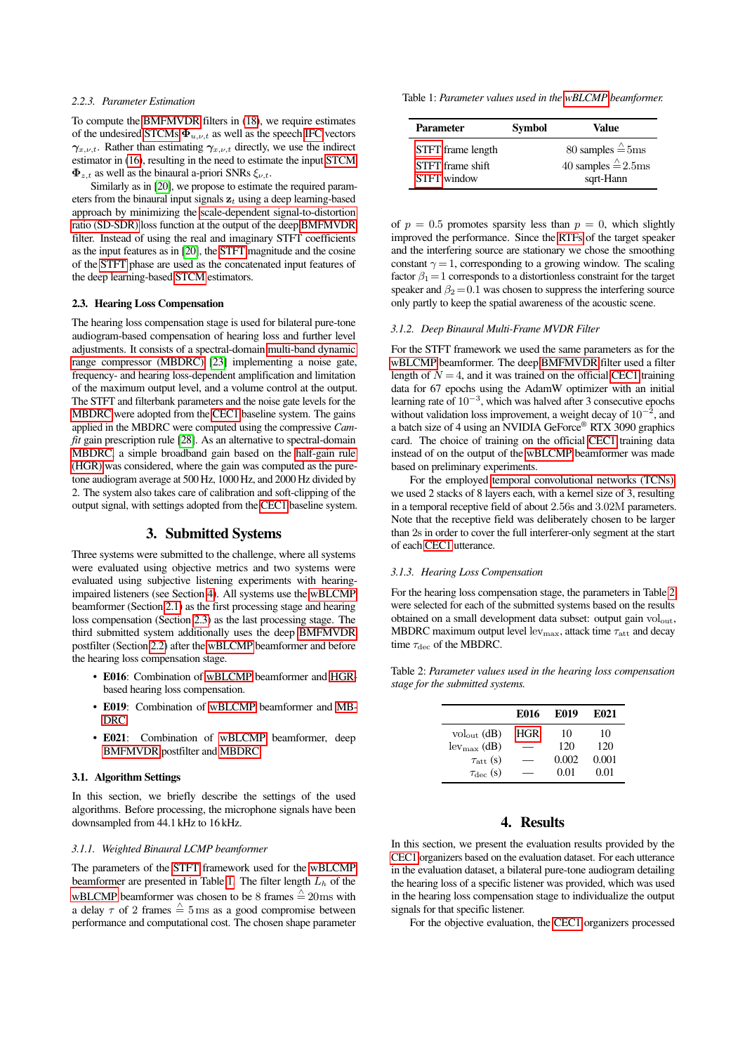#### 2.2.3. Parameter Estimation

To compute the BMFMVDR filters in (18), we require estimates of the undesired STCMs $\mathbf{\Phi}_{u,\nu,t}$ as well as the speech IFC vectors $\boldsymbol{\gamma}_{x,\nu,t}$. Rather than estimating $\boldsymbol{\gamma}_{x,\nu,t}$ directly, we use the indirect estimator in (16), resulting in the need to estimate the input STCM $\mathbf{\Phi}_{z,t}$ as well as the binaural a-priori SNRs $\xi_{\nu,t}$.

Similarly as in [20], we propose to estimate the required parameters from the binaural input signals $\mathbf{z}_t$ using a deep learning-based approach by minimizing the scale-dependent signal-to-distortion ratio (SD-SDR) loss function at the output of the deep BMFMVDR filter. Instead of using the real and imaginary STFT coefficients as the input features as in [20], the STFT magnitude and the cosine of the STFT phase are used as the concatenated input features of the deep learning-based STCM estimators.

### 2.3. Hearing Loss Compensation

The hearing loss compensation stage is used for bilateral pure-tone audiogram-based compensation of hearing loss and further level adjustments. It consists of a spectral-domain multi-band dynamic range compressor (MBDRC) [23] implementing a noise gate, frequency- and hearing loss-dependent amplification and limitation of the maximum output level, and a volume control at the output. The STFT and filterbank parameters and the noise gate levels for the MBDRC were adopted from the CEC1 baseline system. The gains applied in the MBDRC were computed using the compressive *Camfit* gain prescription rule [28]. As an alternative to spectral-domain MBDRC, a simple broadband gain based on the half-gain rule (HGR) was considered, where the gain was computed as the pure-tone audiogram average at 500 Hz, 1000 Hz, and 2000 Hz divided by 2. The system also takes care of calibration and soft-clipping of the output signal, with settings adopted from the CEC1 baseline system.

## 3. Submitted Systems

Three systems were submitted to the challenge, where all systems were evaluated using objective metrics and two systems were evaluated using subjective listening experiments with hearing-impaired listeners (see Section 4). All systems use the wBLCMP beamformer (Section 2.1) as the first processing stage and hearing loss compensation (Section 2.3) as the last processing stage. The third submitted system additionally uses the deep BMFMVDR postfilter (Section 2.2) after the wBLCMP beamformer and before the hearing loss compensation stage.

- **E016**: Combination of wBLCMP beamformer and HGR-based hearing loss compensation.
- **E019**: Combination of wBLCMP beamformer and MBDRC.
- **E021**: Combination of wBLCMP beamformer, deep BMFMVDR postfilter and MBDRC.

### 3.1. Algorithm Settings

In this section, we briefly describe the settings of the used algorithms. Before processing, the microphone signals have been downsampled from 44.1 kHz to 16 kHz.

#### 3.1.1. Weighted Binaural LCMP beamformer

The parameters of the STFT framework used for the wBLCMP beamformer are presented in Table 1. The filter length $L_h$ of the wBLCMP beamformer was chosen to be 8 frames $\hat{=}$ 20ms with a delay $\tau$ of 2 frames $\hat{=}$ 5 ms as a good compromise between performance and computational cost. The chosen shape parameter of $p = 0.5$ promotes sparsity less than $p = 0$, which slightly improved the performance. Since the RTFs of the target speaker and the interfering source are stationary we chose the smoothing constant $\gamma = 1$, corresponding to a growing window. The scaling factor $\beta_1 = 1$ corresponds to a distortionless constraint for the target speaker and $\beta_2 = 0.1$ was chosen to suppress the interfering source only partly to keep the spatial awareness of the acoustic scene.

Table 1: *Parameter values used in the wBLCMP beamformer.*

| Parameter | Symbol | Value |
|---|---|---|
| STFT frame length | | 80 samples $\hat{=}$ 5ms |
| STFT frame shift | | 40 samples $\hat{=}$ 2.5ms |
| STFT window | | sqrt-Hann |

#### 3.1.2. Deep Binaural Multi-Frame MVDR Filter

For the STFT framework we used the same parameters as for the wBLCMP beamformer. The deep BMFMVDR filter used a filter length of $N = 4$, and it was trained on the official CEC1 training data for 67 epochs using the AdamW optimizer with an initial learning rate of $10^{-3}$, which was halved after 3 consecutive epochs without validation loss improvement, a weight decay of $10^{-2}$, and a batch size of 4 using an NVIDIA GeForce® RTX 3090 graphics card. The choice of training on the official CEC1 training data instead of on the output of the wBLCMP beamformer was made based on preliminary experiments.

For the employed temporal convolutional networks (TCNs) we used 2 stacks of 8 layers each, with a kernel size of 3, resulting in a temporal receptive field of about 2.56s and 3.02M parameters. Note that the receptive field was deliberately chosen to be larger than 2s in order to cover the full interferer-only segment at the start of each CEC1 utterance.

#### 3.1.3. Hearing Loss Compensation

For the hearing loss compensation stage, the parameters in Table 2 were selected for each of the submitted systems based on the results obtained on a small development data subset: output gain $\text{vol}_{\text{out}}$, MBDRC maximum output level $\text{lev}_{\max}$, attack time $\tau_{\text{att}}$ and decay time $\tau_{\text{dec}}$ of the MBDRC.

Table 2: *Parameter values used in the hearing loss compensation stage for the submitted systems.*

| | E016 | E019 | E021 |
|---|---|---|---|
| $\text{vol}_{\text{out}}$ (dB) | HGR | 10 | 10 |
| $\text{lev}_{\max}$ (dB) | — | 120 | 120 |
| $\tau_{\text{att}}$ (s) | — | 0.002 | 0.001 |
| $\tau_{\text{dec}}$ (s) | — | 0.01 | 0.01 |

## 4. Results

In this section, we present the evaluation results provided by the CEC1 organizers based on the evaluation dataset. For each utterance in the evaluation dataset, a bilateral pure-tone audiogram detailing the hearing loss of a specific listener was provided, which was used in the hearing loss compensation stage to individualize the output signals for that specific listener.

For the objective evaluation, the CEC1 organizers processed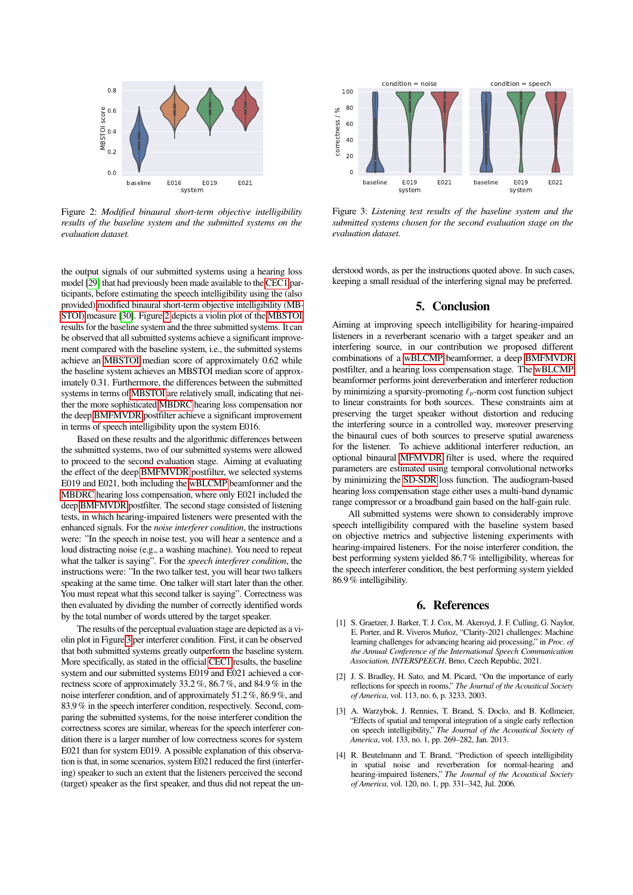0.8
0.6
0.4
0.2
0.0
MBSTOI score
baseline E016 E019 E021
system

Figure 2: *Modified binaural short-term objective intelligibility results of the baseline system and the submitted systems on the evaluation dataset.*

condition = noise
condition = speech
100
80
60
40
20
0
correctness / %
baseline E019 E021
system
baseline E019 E021
system

Figure 3: *Listening test results of the baseline system and the submitted systems chosen for the second evaluation stage on the evaluation dataset.*

the output signals of our submitted systems using a hearing loss model [29] that had previously been made available to the CEC1 participants, before estimating the speech intelligibility using the (also provided) modified binaural short-term objective intelligibility (MBSTOI) measure [30]. Figure 2 depicts a violin plot of the MBSTOI results for the baseline system and the three submitted systems. It can be observed that all submitted systems achieve a significant improvement compared with the baseline system, i.e., the submitted systems achieve an MBSTOI median score of approximately 0.62 while the baseline system achieves an MBSTOI median score of approximately 0.31. Furthermore, the differences between the submitted systems in terms of MBSTOI are relatively small, indicating that neither the more sophisticated MBDRC hearing loss compensation nor the deep BMFMVDR postfilter achieve a significant improvement in terms of speech intelligibility upon the system E016.

Based on these results and the algorithmic differences between the submitted systems, two of our submitted systems were allowed to proceed to the second evaluation stage. Aiming at evaluating the effect of the deep BMFMVDR postfilter, we selected systems E019 and E021, both including the wBLCMP beamformer and the MBDRC hearing loss compensation, where only E021 included the deep BMFMVDR postfilter. The second stage consisted of listening tests, in which hearing-impaired listeners were presented with the enhanced signals. For the *noise interferer condition*, the instructions were: "In the speech in noise test, you will hear a sentence and a loud distracting noise (e.g., a washing machine). You need to repeat what the talker is saying". For the *speech interferer condition*, the instructions were: "In the two talker test, you will hear two talkers speaking at the same time. One talker will start later than the other. You must repeat what this second talker is saying". Correctness was then evaluated by dividing the number of correctly identified words by the total number of words uttered by the target speaker.

The results of the perceptual evaluation stage are depicted as a violin plot in Figure 3 per interferer condition. First, it can be observed that both submitted systems greatly outperform the baseline system. More specifically, as stated in the official CEC1 results, the baseline system and our submitted systems E019 and E021 achieved a correctness score of approximately 33.2 %, 86.7 %, and 84.9 % in the noise interferer condition, and of approximately 51.2 %, 86.9 %, and 83.9 % in the speech interferer condition, respectively. Second, comparing the submitted systems, for the noise interferer condition the correctness scores are similar, whereas for the speech interferer condition there is a larger number of low correctness scores for system E021 than for system E019. A possible explanation of this observation is that, in some scenarios, system E021 reduced the first (interfering) speaker to such an extent that the listeners perceived the second (target) speaker as the first speaker, and thus did not repeat the understood words, as per the instructions quoted above. In such cases, keeping a small residual of the interfering signal may be preferred.

## 5. Conclusion

Aiming at improving speech intelligibility for hearing-impaired listeners in a reverberant scenario with a target speaker and an interfering source, in our contribution we proposed different combinations of a wBLCMP beamformer, a deep BMFMVDR postfilter, and a hearing loss compensation stage. The wBLCMP beamformer performs joint dereverberation and interferer reduction by minimizing a sparsity-promoting $\ell_p$-norm cost function subject to linear constraints for both sources. These constraints aim at preserving the target speaker without distortion and reducing the interfering source in a controlled way, moreover preserving the binaural cues of both sources to preserve spatial awareness for the listener. To achieve additional interferer reduction, an optional binaural MFMVDR filter is used, where the required parameters are estimated using temporal convolutional networks by minimizing the SD-SDR loss function. The audiogram-based hearing loss compensation stage either uses a multi-band dynamic range compressor or a broadband gain based on the half-gain rule.

All submitted systems were shown to considerably improve speech intelligibility compared with the baseline system based on objective metrics and subjective listening experiments with hearing-impaired listeners. For the noise interferer condition, the best performing system yielded 86.7 % intelligibility, whereas for the speech interferer condition, the best performing system yielded 86.9 % intelligibility.

## 6. References

[1] S. Graetzer, J. Barker, T. J. Cox, M. Akeroyd, J. F. Culling, G. Naylor, E. Porter, and R. Viveros Muñoz, "Clarity-2021 challenges: Machine learning challenges for advancing hearing aid processing," in *Proc. of the Annual Conference of the International Speech Communication Association, INTERSPEECH*, Brno, Czech Republic, 2021.

[2] J. S. Bradley, H. Sato, and M. Picard, "On the importance of early reflections for speech in rooms," *The Journal of the Acoustical Society of America*, vol. 113, no. 6, p. 3233, 2003.

[3] A. Warzybok, J. Rennies, T. Brand, S. Doclo, and B. Kollmeier, "Effects of spatial and temporal integration of a single early reflection on speech intelligibility," *The Journal of the Acoustical Society of America*, vol. 133, no. 1, pp. 269–282, Jan. 2013.

[4] R. Beutelmann and T. Brand, "Prediction of speech intelligibility in spatial noise and reverberation for normal-hearing and hearing-impaired listeners," *The Journal of the Acoustical Society of America*, vol. 120, no. 1, pp. 331–342, Jul. 2006.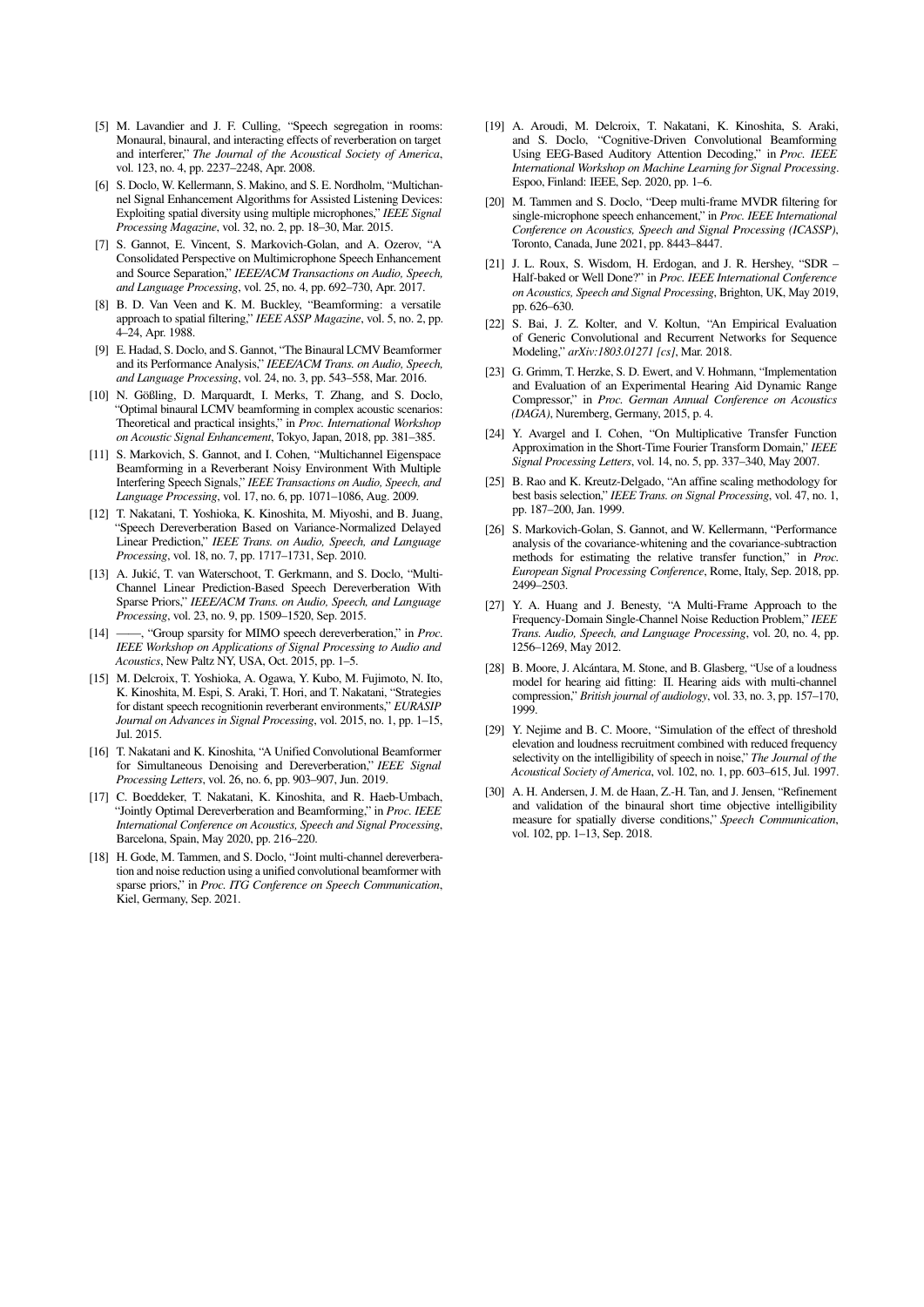[5] M. Lavandier and J. F. Culling, "Speech segregation in rooms: Monaural, binaural, and interacting effects of reverberation on target and interferer," *The Journal of the Acoustical Society of America*, vol. 123, no. 4, pp. 2237–2248, Apr. 2008.

[6] S. Doclo, W. Kellermann, S. Makino, and S. E. Nordholm, "Multichannel Signal Enhancement Algorithms for Assisted Listening Devices: Exploiting spatial diversity using multiple microphones," *IEEE Signal Processing Magazine*, vol. 32, no. 2, pp. 18–30, Mar. 2015.

[7] S. Gannot, E. Vincent, S. Markovich-Golan, and A. Ozerov, "A Consolidated Perspective on Multimicrophone Speech Enhancement and Source Separation," *IEEE/ACM Transactions on Audio, Speech, and Language Processing*, vol. 25, no. 4, pp. 692–730, Apr. 2017.

[8] B. D. Van Veen and K. M. Buckley, "Beamforming: a versatile approach to spatial filtering," *IEEE ASSP Magazine*, vol. 5, no. 2, pp. 4–24, Apr. 1988.

[9] E. Hadad, S. Doclo, and S. Gannot, "The Binaural LCMV Beamformer and its Performance Analysis," *IEEE/ACM Trans. on Audio, Speech, and Language Processing*, vol. 24, no. 3, pp. 543–558, Mar. 2016.

[10] N. Gößling, D. Marquardt, I. Merks, T. Zhang, and S. Doclo, "Optimal binaural LCMV beamforming in complex acoustic scenarios: Theoretical and practical insights," in *Proc. International Workshop on Acoustic Signal Enhancement*, Tokyo, Japan, 2018, pp. 381–385.

[11] S. Markovich, S. Gannot, and I. Cohen, "Multichannel Eigenspace Beamforming in a Reverberant Noisy Environment With Multiple Interfering Speech Signals," *IEEE Transactions on Audio, Speech, and Language Processing*, vol. 17, no. 6, pp. 1071–1086, Aug. 2009.

[12] T. Nakatani, T. Yoshioka, K. Kinoshita, M. Miyoshi, and B. Juang, "Speech Dereverberation Based on Variance-Normalized Delayed Linear Prediction," *IEEE Trans. on Audio, Speech, and Language Processing*, vol. 18, no. 7, pp. 1717–1731, Sep. 2010.

[13] A. Jukić, T. van Waterschoot, T. Gerkmann, and S. Doclo, "Multi-Channel Linear Prediction-Based Speech Dereverberation With Sparse Priors," *IEEE/ACM Trans. on Audio, Speech, and Language Processing*, vol. 23, no. 9, pp. 1509–1520, Sep. 2015.

[14] ——, "Group sparsity for MIMO speech dereverberation," in *Proc. IEEE Workshop on Applications of Signal Processing to Audio and Acoustics*, New Paltz NY, USA, Oct. 2015, pp. 1–5.

[15] M. Delcroix, T. Yoshioka, A. Ogawa, Y. Kubo, M. Fujimoto, N. Ito, K. Kinoshita, M. Espi, S. Araki, T. Hori, and T. Nakatani, "Strategies for distant speech recognitionin reverberant environments," *EURASIP Journal on Advances in Signal Processing*, vol. 2015, no. 1, pp. 1–15, Jul. 2015.

[16] T. Nakatani and K. Kinoshita, "A Unified Convolutional Beamformer for Simultaneous Denoising and Dereverberation," *IEEE Signal Processing Letters*, vol. 26, no. 6, pp. 903–907, Jun. 2019.

[17] C. Boeddeker, T. Nakatani, K. Kinoshita, and R. Haeb-Umbach, "Jointly Optimal Dereverberation and Beamforming," in *Proc. IEEE International Conference on Acoustics, Speech and Signal Processing*, Barcelona, Spain, May 2020, pp. 216–220.

[18] H. Gode, M. Tammen, and S. Doclo, "Joint multi-channel dereverberation and noise reduction using a unified convolutional beamformer with sparse priors," in *Proc. ITG Conference on Speech Communication*, Kiel, Germany, Sep. 2021.

[19] A. Aroudi, M. Delcroix, T. Nakatani, K. Kinoshita, S. Araki, and S. Doclo, "Cognitive-Driven Convolutional Beamforming Using EEG-Based Auditory Attention Decoding," in *Proc. IEEE International Workshop on Machine Learning for Signal Processing*. Espoo, Finland: IEEE, Sep. 2020, pp. 1–6.

[20] M. Tammen and S. Doclo, "Deep multi-frame MVDR filtering for single-microphone speech enhancement," in *Proc. IEEE International Conference on Acoustics, Speech and Signal Processing (ICASSP)*, Toronto, Canada, June 2021, pp. 8443–8447.

[21] J. L. Roux, S. Wisdom, H. Erdogan, and J. R. Hershey, "SDR – Half-baked or Well Done?" in *Proc. IEEE International Conference on Acoustics, Speech and Signal Processing*, Brighton, UK, May 2019, pp. 626–630.

[22] S. Bai, J. Z. Kolter, and V. Koltun, "An Empirical Evaluation of Generic Convolutional and Recurrent Networks for Sequence Modeling," *arXiv:1803.01271 [cs]*, Mar. 2018.

[23] G. Grimm, T. Herzke, S. D. Ewert, and V. Hohmann, "Implementation and Evaluation of an Experimental Hearing Aid Dynamic Range Compressor," in *Proc. German Annual Conference on Acoustics (DAGA)*, Nuremberg, Germany, 2015, p. 4.

[24] Y. Avargel and I. Cohen, "On Multiplicative Transfer Function Approximation in the Short-Time Fourier Transform Domain," *IEEE Signal Processing Letters*, vol. 14, no. 5, pp. 337–340, May 2007.

[25] B. Rao and K. Kreutz-Delgado, "An affine scaling methodology for best basis selection," *IEEE Trans. on Signal Processing*, vol. 47, no. 1, pp. 187–200, Jan. 1999.

[26] S. Markovich-Golan, S. Gannot, and W. Kellermann, "Performance analysis of the covariance-whitening and the covariance-subtraction methods for estimating the relative transfer function," in *Proc. European Signal Processing Conference*, Rome, Italy, Sep. 2018, pp. 2499–2503.

[27] Y. A. Huang and J. Benesty, "A Multi-Frame Approach to the Frequency-Domain Single-Channel Noise Reduction Problem," *IEEE Trans. Audio, Speech, and Language Processing*, vol. 20, no. 4, pp. 1256–1269, May 2012.

[28] B. Moore, J. Alcántara, M. Stone, and B. Glasberg, "Use of a loudness model for hearing aid fitting: II. Hearing aids with multi-channel compression," *British journal of audiology*, vol. 33, no. 3, pp. 157–170, 1999.

[29] Y. Nejime and B. C. Moore, "Simulation of the effect of threshold elevation and loudness recruitment combined with reduced frequency selectivity on the intelligibility of speech in noise," *The Journal of the Acoustical Society of America*, vol. 102, no. 1, pp. 603–615, Jul. 1997.

[30] A. H. Andersen, J. M. de Haan, Z.-H. Tan, and J. Jensen, "Refinement and validation of the binaural short time objective intelligibility measure for spatially diverse conditions," *Speech Communication*, vol. 102, pp. 1–13, Sep. 2018.